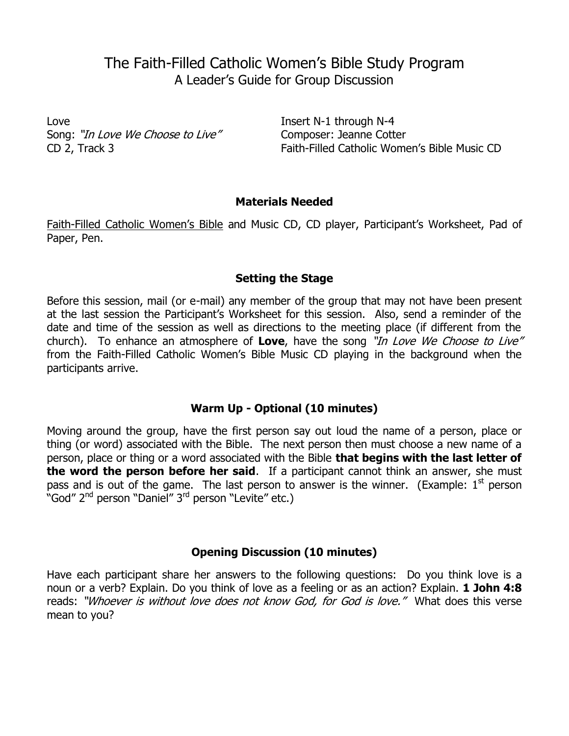# The Faith-Filled Catholic Women's Bible Study Program

## A Leader's Guide for Group Discussion

Love
Song: *"In Love We Choose to Live"*
CD 2, Track 3

Insert N-1 through N-4
Composer: Jeanne Cotter
Faith-Filled Catholic Women's Bible Music CD

### Materials Needed

Faith-Filled Catholic Women's Bible and Music CD, CD player, Participant's Worksheet, Pad of Paper, Pen.

### Setting the Stage

Before this session, mail (or e-mail) any member of the group that may not have been present at the last session the Participant's Worksheet for this session. Also, send a reminder of the date and time of the session as well as directions to the meeting place (if different from the church). To enhance an atmosphere of **Love**, have the song *"In Love We Choose to Live"* from the Faith-Filled Catholic Women's Bible Music CD playing in the background when the participants arrive.

### Warm Up - Optional (10 minutes)

Moving around the group, have the first person say out loud the name of a person, place or thing (or word) associated with the Bible. The next person then must choose a new name of a person, place or thing or a word associated with the Bible **that begins with the last letter of the word the person before her said**. If a participant cannot think an answer, she must pass and is out of the game. The last person to answer is the winner. (Example: 1st person "God" 2nd person "Daniel" 3rd person "Levite" etc.)

### Opening Discussion (10 minutes)

Have each participant share her answers to the following questions: Do you think love is a noun or a verb? Explain. Do you think of love as a feeling or as an action? Explain. **1 John 4:8** reads: *"Whoever is without love does not know God, for God is love."* What does this verse mean to you?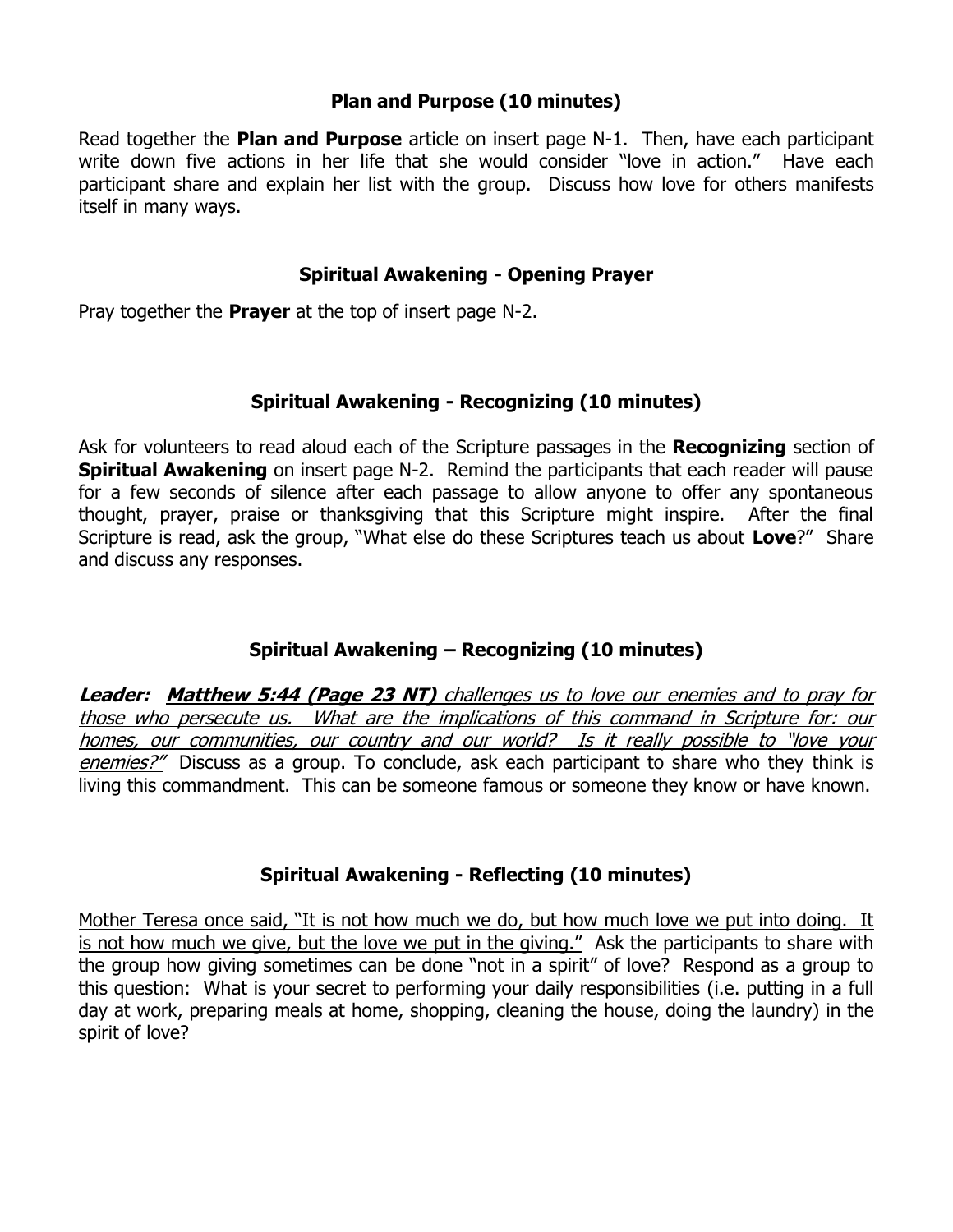### Plan and Purpose (10 minutes)

Read together the **Plan and Purpose** article on insert page N-1. Then, have each participant write down five actions in her life that she would consider "love in action." Have each participant share and explain her list with the group. Discuss how love for others manifests itself in many ways.

### Spiritual Awakening - Opening Prayer

Pray together the **Prayer** at the top of insert page N-2.

### Spiritual Awakening - Recognizing (10 minutes)

Ask for volunteers to read aloud each of the Scripture passages in the **Recognizing** section of **Spiritual Awakening** on insert page N-2. Remind the participants that each reader will pause for a few seconds of silence after each passage to allow anyone to offer any spontaneous thought, prayer, praise or thanksgiving that this Scripture might inspire. After the final Scripture is read, ask the group, "What else do these Scriptures teach us about **Love**?" Share and discuss any responses.

### Spiritual Awakening – Recognizing (10 minutes)

***Leader:*** <u>***Matthew 5:44 (Page 23 NT)*** *challenges us to love our enemies and to pray for those who persecute us. What are the implications of this command in Scripture for: our homes, our communities, our country and our world? Is it really possible to "love your enemies?"*</u> Discuss as a group. To conclude, ask each participant to share who they think is living this commandment. This can be someone famous or someone they know or have known.

### Spiritual Awakening - Reflecting (10 minutes)

<u>Mother Teresa once said, "It is not how much we do, but how much love we put into doing. It is not how much we give, but the love we put in the giving."</u> Ask the participants to share with the group how giving sometimes can be done "not in a spirit" of love? Respond as a group to this question: What is your secret to performing your daily responsibilities (i.e. putting in a full day at work, preparing meals at home, shopping, cleaning the house, doing the laundry) in the spirit of love?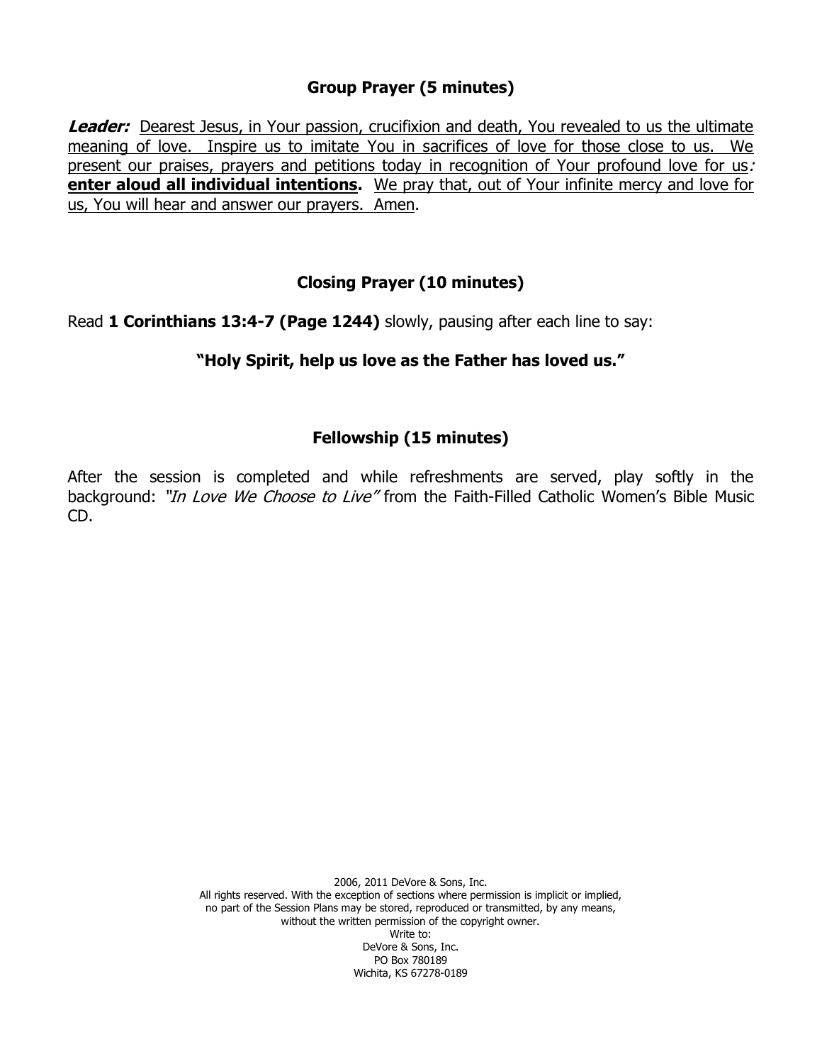### Group Prayer (5 minutes)

***Leader:*** Dearest Jesus, in Your passion, crucifixion and death, You revealed to us the ultimate meaning of love. Inspire us to imitate You in sacrifices of love for those close to us. We present our praises, prayers and petitions today in recognition of Your profound love for us*:* **enter aloud all individual intentions.** We pray that, out of Your infinite mercy and love for us, You will hear and answer our prayers. Amen.

### Closing Prayer (10 minutes)

Read **1 Corinthians 13:4-7 (Page 1244)** slowly, pausing after each line to say:

**"Holy Spirit, help us love as the Father has loved us."**

### Fellowship (15 minutes)

After the session is completed and while refreshments are served, play softly in the background: *"In Love We Choose to Live"* from the Faith-Filled Catholic Women's Bible Music CD.

2006, 2011 DeVore & Sons, Inc.
All rights reserved. With the exception of sections where permission is implicit or implied, no part of the Session Plans may be stored, reproduced or transmitted, by any means, without the written permission of the copyright owner.
Write to:
DeVore & Sons, Inc.
PO Box 780189
Wichita, KS 67278-0189